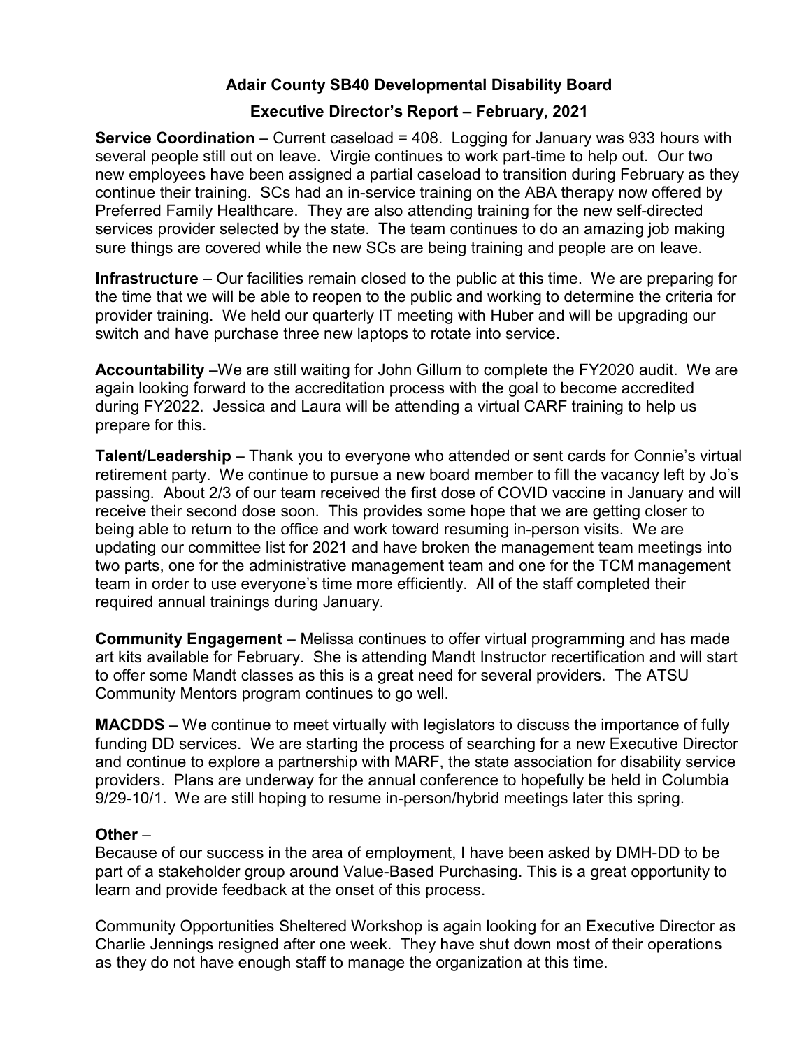# Adair County SB40 Developmental Disability Board

## Executive Director's Report – February, 2021

**Service Coordination** – Current caseload = 408. Logging for January was 933 hours with several people still out on leave. Virgie continues to work part-time to help out. Our two new employees have been assigned a partial caseload to transition during February as they continue their training. SCs had an in-service training on the ABA therapy now offered by Preferred Family Healthcare. They are also attending training for the new self-directed services provider selected by the state. The team continues to do an amazing job making sure things are covered while the new SCs are being training and people are on leave.

**Infrastructure** – Our facilities remain closed to the public at this time. We are preparing for the time that we will be able to reopen to the public and working to determine the criteria for provider training. We held our quarterly IT meeting with Huber and will be upgrading our switch and have purchase three new laptops to rotate into service.

**Accountability** –We are still waiting for John Gillum to complete the FY2020 audit. We are again looking forward to the accreditation process with the goal to become accredited during FY2022. Jessica and Laura will be attending a virtual CARF training to help us prepare for this.

**Talent/Leadership** – Thank you to everyone who attended or sent cards for Connie's virtual retirement party. We continue to pursue a new board member to fill the vacancy left by Jo's passing. About 2/3 of our team received the first dose of COVID vaccine in January and will receive their second dose soon. This provides some hope that we are getting closer to being able to return to the office and work toward resuming in-person visits. We are updating our committee list for 2021 and have broken the management team meetings into two parts, one for the administrative management team and one for the TCM management team in order to use everyone's time more efficiently. All of the staff completed their required annual trainings during January.

**Community Engagement** – Melissa continues to offer virtual programming and has made art kits available for February. She is attending Mandt Instructor recertification and will start to offer some Mandt classes as this is a great need for several providers. The ATSU Community Mentors program continues to go well.

**MACDDS** – We continue to meet virtually with legislators to discuss the importance of fully funding DD services. We are starting the process of searching for a new Executive Director and continue to explore a partnership with MARF, the state association for disability service providers. Plans are underway for the annual conference to hopefully be held in Columbia 9/29-10/1. We are still hoping to resume in-person/hybrid meetings later this spring.

**Other** –

Because of our success in the area of employment, I have been asked by DMH-DD to be part of a stakeholder group around Value-Based Purchasing. This is a great opportunity to learn and provide feedback at the onset of this process.

Community Opportunities Sheltered Workshop is again looking for an Executive Director as Charlie Jennings resigned after one week. They have shut down most of their operations as they do not have enough staff to manage the organization at this time.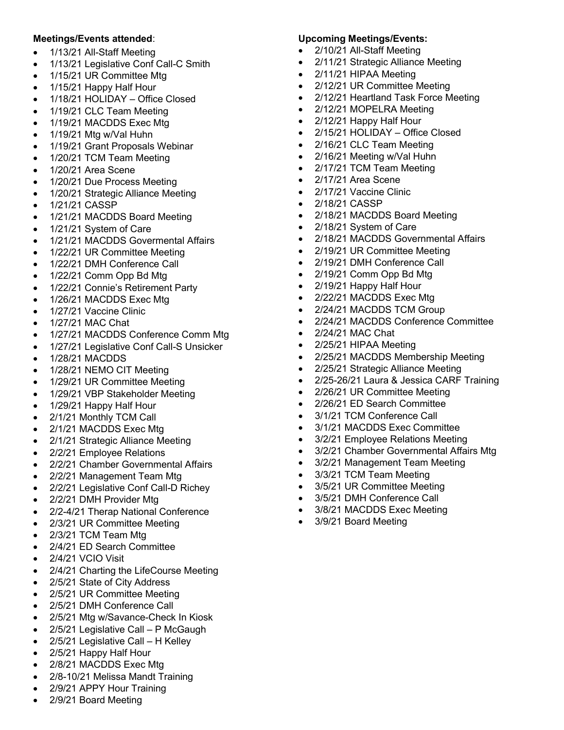**Meetings/Events attended**:

- 1/13/21 All-Staff Meeting
- 1/13/21 Legislative Conf Call-C Smith
- 1/15/21 UR Committee Mtg
- 1/15/21 Happy Half Hour
- 1/18/21 HOLIDAY – Office Closed
- 1/19/21 CLC Team Meeting
- 1/19/21 MACDDS Exec Mtg
- 1/19/21 Mtg w/Val Huhn
- 1/19/21 Grant Proposals Webinar
- 1/20/21 TCM Team Meeting
- 1/20/21 Area Scene
- 1/20/21 Due Process Meeting
- 1/20/21 Strategic Alliance Meeting
- 1/21/21 CASSP
- 1/21/21 MACDDS Board Meeting
- 1/21/21 System of Care
- 1/21/21 MACDDS Govermental Affairs
- 1/22/21 UR Committee Meeting
- 1/22/21 DMH Conference Call
- 1/22/21 Comm Opp Bd Mtg
- 1/22/21 Connie's Retirement Party
- 1/26/21 MACDDS Exec Mtg
- 1/27/21 Vaccine Clinic
- 1/27/21 MAC Chat
- 1/27/21 MACDDS Conference Comm Mtg
- 1/27/21 Legislative Conf Call-S Unsicker
- 1/28/21 MACDDS
- 1/28/21 NEMO CIT Meeting
- 1/29/21 UR Committee Meeting
- 1/29/21 VBP Stakeholder Meeting
- 1/29/21 Happy Half Hour
- 2/1/21 Monthly TCM Call
- 2/1/21 MACDDS Exec Mtg
- 2/1/21 Strategic Alliance Meeting
- 2/2/21 Employee Relations
- 2/2/21 Chamber Governmental Affairs
- 2/2/21 Management Team Mtg
- 2/2/21 Legislative Conf Call-D Richey
- 2/2/21 DMH Provider Mtg
- 2/2-4/21 Therap National Conference
- 2/3/21 UR Committee Meeting
- 2/3/21 TCM Team Mtg
- 2/4/21 ED Search Committee
- 2/4/21 VCIO Visit
- 2/4/21 Charting the LifeCourse Meeting
- 2/5/21 State of City Address
- 2/5/21 UR Committee Meeting
- 2/5/21 DMH Conference Call
- 2/5/21 Mtg w/Savance-Check In Kiosk
- 2/5/21 Legislative Call – P McGaugh
- 2/5/21 Legislative Call – H Kelley
- 2/5/21 Happy Half Hour
- 2/8/21 MACDDS Exec Mtg
- 2/8-10/21 Melissa Mandt Training
- 2/9/21 APPY Hour Training
- 2/9/21 Board Meeting

**Upcoming Meetings/Events:**

- 2/10/21 All-Staff Meeting
- 2/11/21 Strategic Alliance Meeting
- 2/11/21 HIPAA Meeting
- 2/12/21 UR Committee Meeting
- 2/12/21 Heartland Task Force Meeting
- 2/12/21 MOPELRA Meeting
- 2/12/21 Happy Half Hour
- 2/15/21 HOLIDAY – Office Closed
- 2/16/21 CLC Team Meeting
- 2/16/21 Meeting w/Val Huhn
- 2/17/21 TCM Team Meeting
- 2/17/21 Area Scene
- 2/17/21 Vaccine Clinic
- 2/18/21 CASSP
- 2/18/21 MACDDS Board Meeting
- 2/18/21 System of Care
- 2/18/21 MACDDS Governmental Affairs
- 2/19/21 UR Committee Meeting
- 2/19/21 DMH Conference Call
- 2/19/21 Comm Opp Bd Mtg
- 2/19/21 Happy Half Hour
- 2/22/21 MACDDS Exec Mtg
- 2/24/21 MACDDS TCM Group
- 2/24/21 MACDDS Conference Committee
- 2/24/21 MAC Chat
- 2/25/21 HIPAA Meeting
- 2/25/21 MACDDS Membership Meeting
- 2/25/21 Strategic Alliance Meeting
- 2/25-26/21 Laura & Jessica CARF Training
- 2/26/21 UR Committee Meeting
- 2/26/21 ED Search Committee
- 3/1/21 TCM Conference Call
- 3/1/21 MACDDS Exec Committee
- 3/2/21 Employee Relations Meeting
- 3/2/21 Chamber Governmental Affairs Mtg
- 3/2/21 Management Team Meeting
- 3/3/21 TCM Team Meeting
- 3/5/21 UR Committee Meeting
- 3/5/21 DMH Conference Call
- 3/8/21 MACDDS Exec Meeting
- 3/9/21 Board Meeting